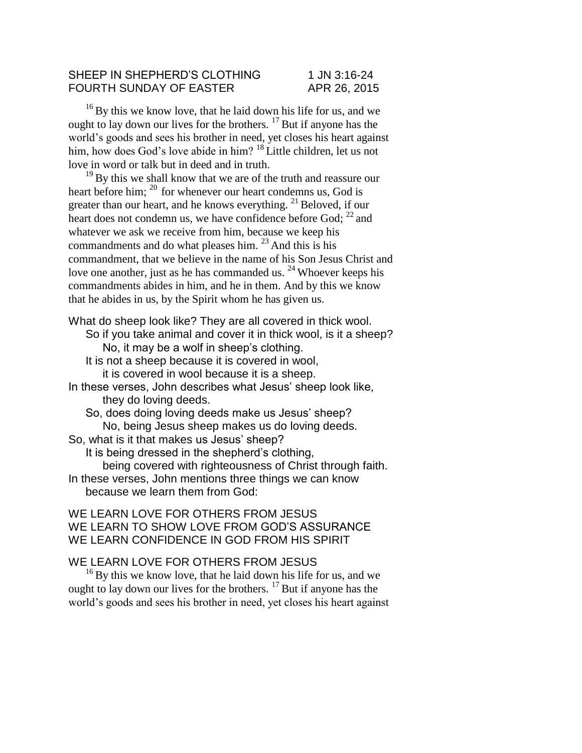SHEEP IN SHEPHERD'S CLOTHING 1 JN 3:16-24
FOURTH SUNDAY OF EASTER APR 26, 2015

[16] By this we know love, that he laid down his life for us, and we ought to lay down our lives for the brothers. [17] But if anyone has the world's goods and sees his brother in need, yet closes his heart against him, how does God's love abide in him? [18] Little children, let us not love in word or talk but in deed and in truth.

[19] By this we shall know that we are of the truth and reassure our heart before him; [20] for whenever our heart condemns us, God is greater than our heart, and he knows everything. [21] Beloved, if our heart does not condemn us, we have confidence before God; [22] and whatever we ask we receive from him, because we keep his commandments and do what pleases him. [23] And this is his commandment, that we believe in the name of his Son Jesus Christ and love one another, just as he has commanded us. [24] Whoever keeps his commandments abides in him, and he in them. And by this we know that he abides in us, by the Spirit whom he has given us.

What do sheep look like? They are all covered in thick wool.
So if you take animal and cover it in thick wool, is it a sheep?
No, it may be a wolf in sheep's clothing.
It is not a sheep because it is covered in wool,
it is covered in wool because it is a sheep.
In these verses, John describes what Jesus' sheep look like,
they do loving deeds.
So, does doing loving deeds make us Jesus' sheep?
No, being Jesus sheep makes us do loving deeds.
So, what is it that makes us Jesus' sheep?
It is being dressed in the shepherd's clothing,
being covered with righteousness of Christ through faith.
In these verses, John mentions three things we can know
because we learn them from God:

WE LEARN LOVE FOR OTHERS FROM JESUS
WE LEARN TO SHOW LOVE FROM GOD'S ASSURANCE
WE LEARN CONFIDENCE IN GOD FROM HIS SPIRIT

## WE LEARN LOVE FOR OTHERS FROM JESUS

[16] By this we know love, that he laid down his life for us, and we ought to lay down our lives for the brothers. [17] But if anyone has the world's goods and sees his brother in need, yet closes his heart against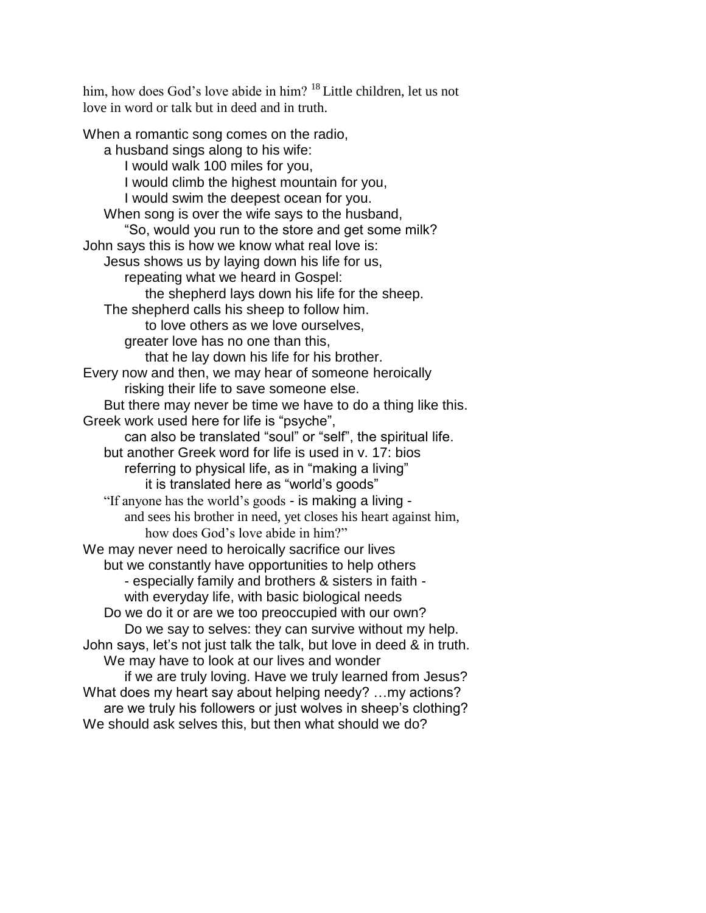him, how does God's love abide in him? [18] Little children, let us not love in word or talk but in deed and in truth.

When a romantic song comes on the radio,
a husband sings along to his wife:
I would walk 100 miles for you,
I would climb the highest mountain for you,
I would swim the deepest ocean for you.
When song is over the wife says to the husband,
"So, would you run to the store and get some milk?
John says this is how we know what real love is:
Jesus shows us by laying down his life for us,
repeating what we heard in Gospel:
the shepherd lays down his life for the sheep.
The shepherd calls his sheep to follow him.
to love others as we love ourselves,
greater love has no one than this,
that he lay down his life for his brother.
Every now and then, we may hear of someone heroically
risking their life to save someone else.
But there may never be time we have to do a thing like this.
Greek work used here for life is "psyche",
can also be translated "soul" or "self", the spiritual life.
but another Greek word for life is used in v. 17: bios
referring to physical life, as in "making a living"
it is translated here as "world's goods"
"If anyone has the world's goods - is making a living -
and sees his brother in need, yet closes his heart against him,
how does God's love abide in him?"
We may never need to heroically sacrifice our lives
but we constantly have opportunities to help others
- especially family and brothers & sisters in faith -
with everyday life, with basic biological needs
Do we do it or are we too preoccupied with our own?
Do we say to selves: they can survive without my help.
John says, let's not just talk the talk, but love in deed & in truth.
We may have to look at our lives and wonder
if we are truly loving. Have we truly learned from Jesus?
What does my heart say about helping needy? …my actions?
are we truly his followers or just wolves in sheep's clothing?
We should ask selves this, but then what should we do?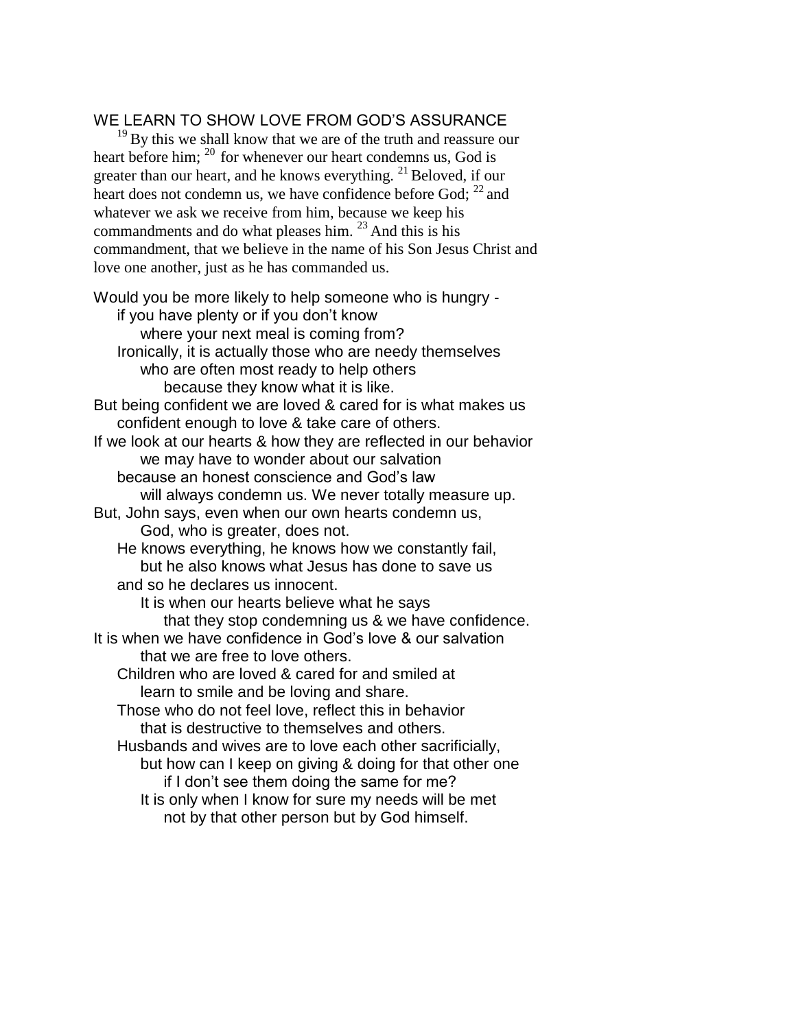## WE LEARN TO SHOW LOVE FROM GOD'S ASSURANCE

[19] By this we shall know that we are of the truth and reassure our heart before him; [20] for whenever our heart condemns us, God is greater than our heart, and he knows everything. [21] Beloved, if our heart does not condemn us, we have confidence before God; [22] and whatever we ask we receive from him, because we keep his commandments and do what pleases him. [23] And this is his commandment, that we believe in the name of his Son Jesus Christ and love one another, just as he has commanded us.

Would you be more likely to help someone who is hungry -
if you have plenty or if you don't know
where your next meal is coming from?
Ironically, it is actually those who are needy themselves
who are often most ready to help others
because they know what it is like.
But being confident we are loved & cared for is what makes us
confident enough to love & take care of others.
If we look at our hearts & how they are reflected in our behavior
we may have to wonder about our salvation
because an honest conscience and God's law
will always condemn us. We never totally measure up.
But, John says, even when our own hearts condemn us,
God, who is greater, does not.
He knows everything, he knows how we constantly fail,
but he also knows what Jesus has done to save us
and so he declares us innocent.
It is when our hearts believe what he says
that they stop condemning us & we have confidence.
It is when we have confidence in God's love & our salvation
that we are free to love others.
Children who are loved & cared for and smiled at
learn to smile and be loving and share.
Those who do not feel love, reflect this in behavior
that is destructive to themselves and others.
Husbands and wives are to love each other sacrificially,
but how can I keep on giving & doing for that other one
if I don't see them doing the same for me?
It is only when I know for sure my needs will be met
not by that other person but by God himself.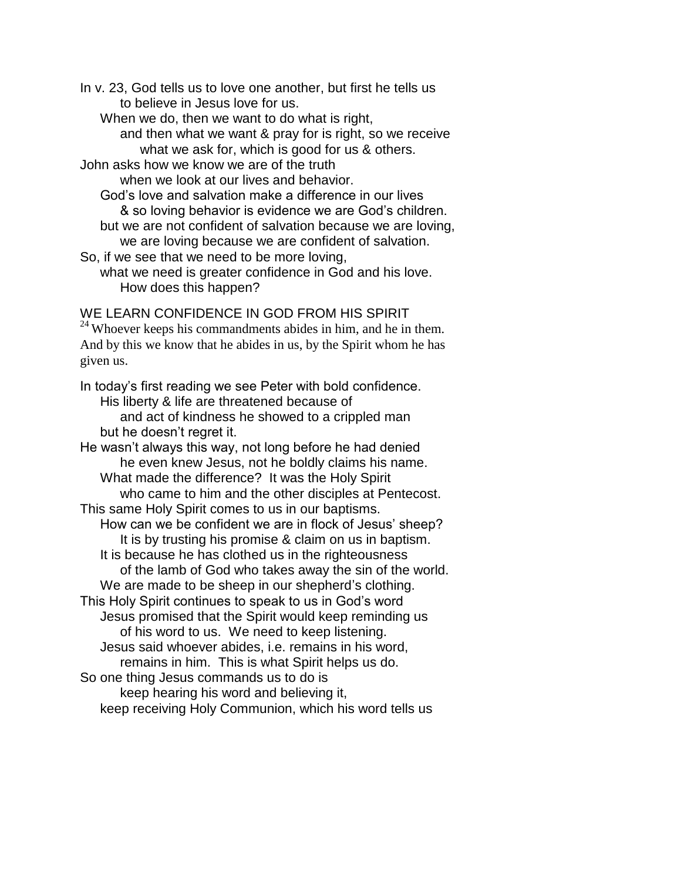In v. 23, God tells us to love one another, but first he tells us
to believe in Jesus love for us.
When we do, then we want to do what is right,
and then what we want & pray for is right, so we receive
what we ask for, which is good for us & others.
John asks how we know we are of the truth
when we look at our lives and behavior.
God's love and salvation make a difference in our lives
& so loving behavior is evidence we are God's children.
but we are not confident of salvation because we are loving,
we are loving because we are confident of salvation.
So, if we see that we need to be more loving,
what we need is greater confidence in God and his love.
How does this happen?

## WE LEARN CONFIDENCE IN GOD FROM HIS SPIRIT

[24] Whoever keeps his commandments abides in him, and he in them. And by this we know that he abides in us, by the Spirit whom he has given us.

In today's first reading we see Peter with bold confidence.
His liberty & life are threatened because of
and act of kindness he showed to a crippled man
but he doesn't regret it.
He wasn't always this way, not long before he had denied
he even knew Jesus, not he boldly claims his name.
What made the difference? It was the Holy Spirit
who came to him and the other disciples at Pentecost.
This same Holy Spirit comes to us in our baptisms.
How can we be confident we are in flock of Jesus' sheep?
It is by trusting his promise & claim on us in baptism.
It is because he has clothed us in the righteousness
of the lamb of God who takes away the sin of the world.
We are made to be sheep in our shepherd's clothing.
This Holy Spirit continues to speak to us in God's word
Jesus promised that the Spirit would keep reminding us
of his word to us. We need to keep listening.
Jesus said whoever abides, i.e. remains in his word,
remains in him. This is what Spirit helps us do.
So one thing Jesus commands us to do is
keep hearing his word and believing it,
keep receiving Holy Communion, which his word tells us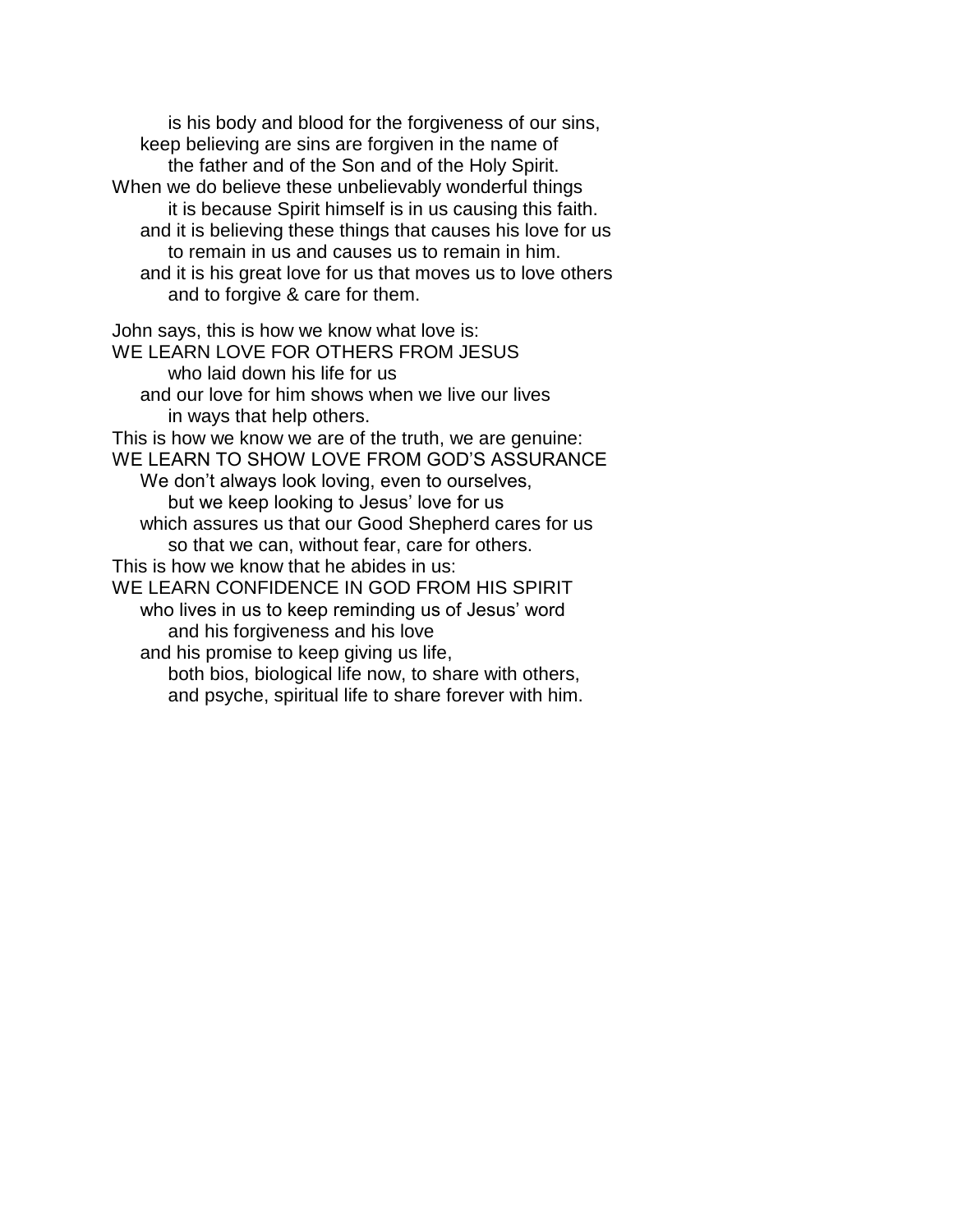is his body and blood for the forgiveness of our sins,
keep believing are sins are forgiven in the name of
the father and of the Son and of the Holy Spirit.
When we do believe these unbelievably wonderful things
it is because Spirit himself is in us causing this faith.
and it is believing these things that causes his love for us
to remain in us and causes us to remain in him.
and it is his great love for us that moves us to love others
and to forgive & care for them.

John says, this is how we know what love is:
WE LEARN LOVE FOR OTHERS FROM JESUS
who laid down his life for us
and our love for him shows when we live our lives
in ways that help others.
This is how we know we are of the truth, we are genuine:
WE LEARN TO SHOW LOVE FROM GOD'S ASSURANCE
We don't always look loving, even to ourselves,
but we keep looking to Jesus' love for us
which assures us that our Good Shepherd cares for us
so that we can, without fear, care for others.
This is how we know that he abides in us:
WE LEARN CONFIDENCE IN GOD FROM HIS SPIRIT
who lives in us to keep reminding us of Jesus' word
and his forgiveness and his love
and his promise to keep giving us life,
both bios, biological life now, to share with others,
and psyche, spiritual life to share forever with him.